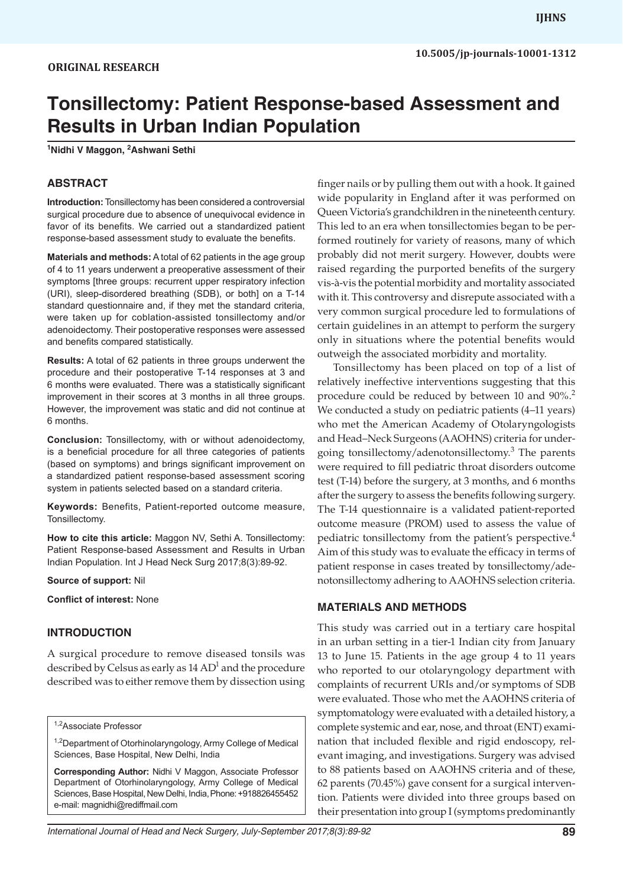ORIGINAL RESEARCH

10.5005/jp-journals-10001-1312

# Tonsillectomy: Patient Response-based Assessment and Results in Urban Indian Population

[1]Nidhi V Maggon, [2]Ashwani Sethi

## ABSTRACT

**Introduction:** Tonsillectomy has been considered a controversial surgical procedure due to absence of unequivocal evidence in favor of its benefits. We carried out a standardized patient response-based assessment study to evaluate the benefits.

**Materials and methods:** A total of 62 patients in the age group of 4 to 11 years underwent a preoperative assessment of their symptoms [three groups: recurrent upper respiratory infection (URI), sleep-disordered breathing (SDB), or both] on a T-14 standard questionnaire and, if they met the standard criteria, were taken up for coblation-assisted tonsillectomy and/or adenoidectomy. Their postoperative responses were assessed and benefits compared statistically.

**Results:** A total of 62 patients in three groups underwent the procedure and their postoperative T-14 responses at 3 and 6 months were evaluated. There was a statistically significant improvement in their scores at 3 months in all three groups. However, the improvement was static and did not continue at 6 months.

**Conclusion:** Tonsillectomy, with or without adenoidectomy, is a beneficial procedure for all three categories of patients (based on symptoms) and brings significant improvement on a standardized patient response-based assessment scoring system in patients selected based on a standard criteria.

**Keywords:** Benefits, Patient-reported outcome measure, Tonsillectomy.

**How to cite this article:** Maggon NV, Sethi A. Tonsillectomy: Patient Response-based Assessment and Results in Urban Indian Population. Int J Head Neck Surg 2017;8(3):89-92.

**Source of support:** Nil

**Conflict of interest:** None

## INTRODUCTION

A surgical procedure to remove diseased tonsils was described by Celsus as early as 14 AD[1] and the procedure described was to either remove them by dissection using finger nails or by pulling them out with a hook. It gained wide popularity in England after it was performed on Queen Victoria's grandchildren in the nineteenth century. This led to an era when tonsillectomies began to be performed routinely for variety of reasons, many of which probably did not merit surgery. However, doubts were raised regarding the purported benefits of the surgery vis-à-vis the potential morbidity and mortality associated with it. This controversy and disrepute associated with a very common surgical procedure led to formulations of certain guidelines in an attempt to perform the surgery only in situations where the potential benefits would outweigh the associated morbidity and mortality.

Tonsillectomy has been placed on top of a list of relatively ineffective interventions suggesting that this procedure could be reduced by between 10 and 90%.[2] We conducted a study on pediatric patients (4–11 years) who met the American Academy of Otolaryngologists and Head–Neck Surgeons (AAOHNS) criteria for undergoing tonsillectomy/adenotonsillectomy.[3] The parents were required to fill pediatric throat disorders outcome test (T-14) before the surgery, at 3 months, and 6 months after the surgery to assess the benefits following surgery. The T-14 questionnaire is a validated patient-reported outcome measure (PROM) used to assess the value of pediatric tonsillectomy from the patient's perspective.[4] Aim of this study was to evaluate the efficacy in terms of patient response in cases treated by tonsillectomy/adenotonsillectomy adhering to AAOHNS selection criteria.

## MATERIALS AND METHODS

This study was carried out in a tertiary care hospital in an urban setting in a tier-1 Indian city from January 13 to June 15. Patients in the age group 4 to 11 years who reported to our otolaryngology department with complaints of recurrent URIs and/or symptoms of SDB were evaluated. Those who met the AAOHNS criteria of symptomatology were evaluated with a detailed history, a complete systemic and ear, nose, and throat (ENT) examination that included flexible and rigid endoscopy, relevant imaging, and investigations. Surgery was advised to 88 patients based on AAOHNS criteria and of these, 62 parents (70.45%) gave consent for a surgical intervention. Patients were divided into three groups based on their presentation into group I (symptoms predominantly

[1,2]Associate Professor

[1,2]Department of Otorhinolaryngology, Army College of Medical Sciences, Base Hospital, New Delhi, India

**Corresponding Author:** Nidhi V Maggon, Associate Professor Department of Otorhinolaryngology, Army College of Medical Sciences, Base Hospital, New Delhi, India, Phone: +918826455452 e-mail: magnidhi@rediffmail.com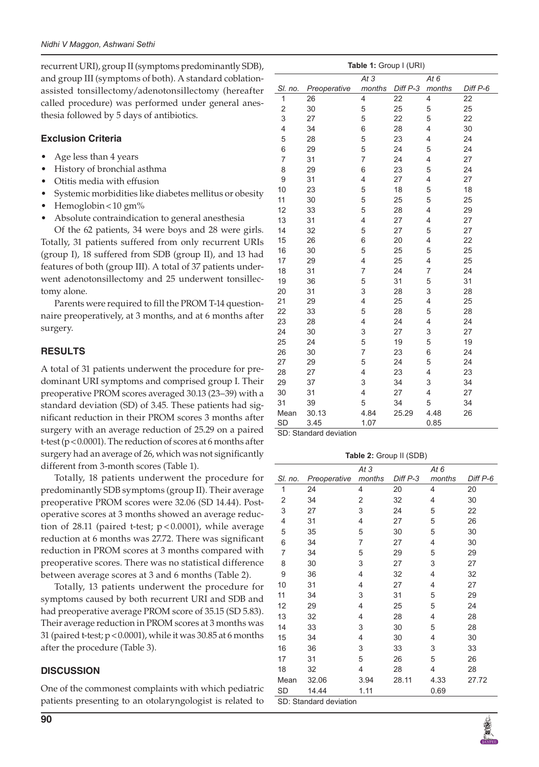recurrent URI), group II (symptoms predominantly SDB), and group III (symptoms of both). A standard coblation-assisted tonsillectomy/adenotonsillectomy (hereafter called procedure) was performed under general anesthesia followed by 5 days of antibiotics.

### Exclusion Criteria

- Age less than 4 years
- History of bronchial asthma
- Otitis media with effusion
- Systemic morbidities like diabetes mellitus or obesity
- Hemoglobin < 10 gm%
- Absolute contraindication to general anesthesia

Of the 62 patients, 34 were boys and 28 were girls. Totally, 31 patients suffered from only recurrent URIs (group I), 18 suffered from SDB (group II), and 13 had features of both (group III). A total of 37 patients underwent adenotonsillectomy and 25 underwent tonsillectomy alone.

Parents were required to fill the PROM T-14 questionnaire preoperatively, at 3 months, and at 6 months after surgery.

## RESULTS

A total of 31 patients underwent the procedure for predominant URI symptoms and comprised group I. Their preoperative PROM scores averaged 30.13 (23–39) with a standard deviation (SD) of 3.45. These patients had significant reduction in their PROM scores 3 months after surgery with an average reduction of 25.29 on a paired t-test ($p < 0.0001$). The reduction of scores at 6 months after surgery had an average of 26, which was not significantly different from 3-month scores (Table 1).

Totally, 18 patients underwent the procedure for predominantly SDB symptoms (group II). Their average preoperative PROM scores were 32.06 (SD 14.44). Postoperative scores at 3 months showed an average reduction of 28.11 (paired t-test; $p < 0.0001$), while average reduction at 6 months was 27.72. There was significant reduction in PROM scores at 3 months compared with preoperative scores. There was no statistical difference between average scores at 3 and 6 months (Table 2).

Totally, 13 patients underwent the procedure for symptoms caused by both recurrent URI and SDB and had preoperative average PROM score of 35.15 (SD 5.83). Their average reduction in PROM scores at 3 months was 31 (paired t-test; $p < 0.0001$), while it was 30.85 at 6 months after the procedure (Table 3).

## DISCUSSION

One of the commonest complaints with which pediatric patients presenting to an otolaryngologist is related to

**Table 1:** Group I (URI)

| Sl. no. | Preoperative | At 3 months | Diff P-3 | At 6 months | Diff P-6 |
|---|---|---|---|---|---|
| 1 | 26 | 4 | 22 | 4 | 22 |
| 2 | 30 | 5 | 25 | 5 | 25 |
| 3 | 27 | 5 | 22 | 5 | 22 |
| 4 | 34 | 6 | 28 | 4 | 30 |
| 5 | 28 | 5 | 23 | 4 | 24 |
| 6 | 29 | 5 | 24 | 5 | 24 |
| 7 | 31 | 7 | 24 | 4 | 27 |
| 8 | 29 | 6 | 23 | 5 | 24 |
| 9 | 31 | 4 | 27 | 4 | 27 |
| 10 | 23 | 5 | 18 | 5 | 18 |
| 11 | 30 | 5 | 25 | 5 | 25 |
| 12 | 33 | 5 | 28 | 4 | 29 |
| 13 | 31 | 4 | 27 | 4 | 27 |
| 14 | 32 | 5 | 27 | 5 | 27 |
| 15 | 26 | 6 | 20 | 4 | 22 |
| 16 | 30 | 5 | 25 | 5 | 25 |
| 17 | 29 | 4 | 25 | 4 | 25 |
| 18 | 31 | 7 | 24 | 7 | 24 |
| 19 | 36 | 5 | 31 | 5 | 31 |
| 20 | 31 | 3 | 28 | 3 | 28 |
| 21 | 29 | 4 | 25 | 4 | 25 |
| 22 | 33 | 5 | 28 | 5 | 28 |
| 23 | 28 | 4 | 24 | 4 | 24 |
| 24 | 30 | 3 | 27 | 3 | 27 |
| 25 | 24 | 5 | 19 | 5 | 19 |
| 26 | 30 | 7 | 23 | 6 | 24 |
| 27 | 29 | 5 | 24 | 5 | 24 |
| 28 | 27 | 4 | 23 | 4 | 23 |
| 29 | 37 | 3 | 34 | 3 | 34 |
| 30 | 31 | 4 | 27 | 4 | 27 |
| 31 | 39 | 5 | 34 | 5 | 34 |
| Mean | 30.13 | 4.84 | 25.29 | 4.48 | 26 |
| SD | 3.45 | 1.07 | | 0.85 | |

SD: Standard deviation

**Table 2:** Group II (SDB)

| Sl. no. | Preoperative | At 3 months | Diff P-3 | At 6 months | Diff P-6 |
|---|---|---|---|---|---|
| 1 | 24 | 4 | 20 | 4 | 20 |
| 2 | 34 | 2 | 32 | 4 | 30 |
| 3 | 27 | 3 | 24 | 5 | 22 |
| 4 | 31 | 4 | 27 | 5 | 26 |
| 5 | 35 | 5 | 30 | 5 | 30 |
| 6 | 34 | 7 | 27 | 4 | 30 |
| 7 | 34 | 5 | 29 | 5 | 29 |
| 8 | 30 | 3 | 27 | 3 | 27 |
| 9 | 36 | 4 | 32 | 4 | 32 |
| 10 | 31 | 4 | 27 | 4 | 27 |
| 11 | 34 | 3 | 31 | 5 | 29 |
| 12 | 29 | 4 | 25 | 5 | 24 |
| 13 | 32 | 4 | 28 | 4 | 28 |
| 14 | 33 | 3 | 30 | 5 | 28 |
| 15 | 34 | 4 | 30 | 4 | 30 |
| 16 | 36 | 3 | 33 | 3 | 33 |
| 17 | 31 | 5 | 26 | 5 | 26 |
| 18 | 32 | 4 | 28 | 4 | 28 |
| Mean | 32.06 | 3.94 | 28.11 | 4.33 | 27.72 |
| SD | 14.44 | 1.11 | | 0.69 | |

SD: Standard deviation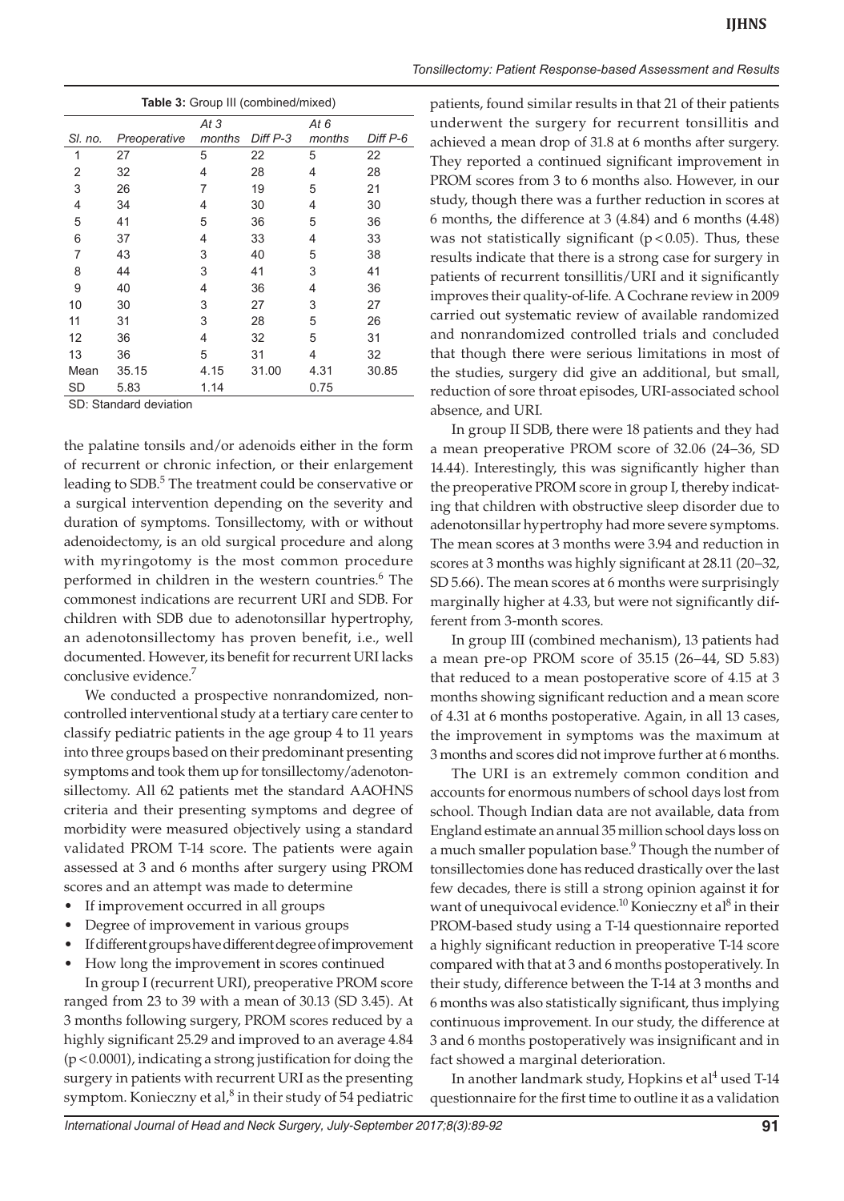**Table 3:** Group III (combined/mixed)

| Sl. no. | Preoperative | At 3 months | Diff P-3 | At 6 months | Diff P-6 |
|---|---|---|---|---|---|
| 1 | 27 | 5 | 22 | 5 | 22 |
| 2 | 32 | 4 | 28 | 4 | 28 |
| 3 | 26 | 7 | 19 | 5 | 21 |
| 4 | 34 | 4 | 30 | 4 | 30 |
| 5 | 41 | 5 | 36 | 5 | 36 |
| 6 | 37 | 4 | 33 | 4 | 33 |
| 7 | 43 | 3 | 40 | 5 | 38 |
| 8 | 44 | 3 | 41 | 3 | 41 |
| 9 | 40 | 4 | 36 | 4 | 36 |
| 10 | 30 | 3 | 27 | 3 | 27 |
| 11 | 31 | 3 | 28 | 5 | 26 |
| 12 | 36 | 4 | 32 | 5 | 31 |
| 13 | 36 | 5 | 31 | 4 | 32 |
| Mean | 35.15 | 4.15 | 31.00 | 4.31 | 30.85 |
| SD | 5.83 | 1.14 | | 0.75 | |

SD: Standard deviation

the palatine tonsils and/or adenoids either in the form of recurrent or chronic infection, or their enlargement leading to SDB.[5] The treatment could be conservative or a surgical intervention depending on the severity and duration of symptoms. Tonsillectomy, with or without adenoidectomy, is an old surgical procedure and along with myringotomy is the most common procedure performed in children in the western countries.[6] The commonest indications are recurrent URI and SDB. For children with SDB due to adenotonsillar hypertrophy, an adenotonsillectomy has proven benefit, i.e., well documented. However, its benefit for recurrent URI lacks conclusive evidence.[7]

We conducted a prospective nonrandomized, noncontrolled interventional study at a tertiary care center to classify pediatric patients in the age group 4 to 11 years into three groups based on their predominant presenting symptoms and took them up for tonsillectomy/adenotonsillectomy. All 62 patients met the standard AAOHNS criteria and their presenting symptoms and degree of morbidity were measured objectively using a standard validated PROM T-14 score. The patients were again assessed at 3 and 6 months after surgery using PROM scores and an attempt was made to determine

- If improvement occurred in all groups
- Degree of improvement in various groups
- If different groups have different degree of improvement
- How long the improvement in scores continued

In group I (recurrent URI), preoperative PROM score ranged from 23 to 39 with a mean of 30.13 (SD 3.45). At 3 months following surgery, PROM scores reduced by a highly significant 25.29 and improved to an average 4.84 ($p < 0.0001$), indicating a strong justification for doing the surgery in patients with recurrent URI as the presenting symptom. Konieczny et al,[8] in their study of 54 pediatric patients, found similar results in that 21 of their patients underwent the surgery for recurrent tonsillitis and achieved a mean drop of 31.8 at 6 months after surgery. They reported a continued significant improvement in PROM scores from 3 to 6 months also. However, in our study, though there was a further reduction in scores at 6 months, the difference at 3 (4.84) and 6 months (4.48) was not statistically significant ($p < 0.05$). Thus, these results indicate that there is a strong case for surgery in patients of recurrent tonsillitis/URI and it significantly improves their quality-of-life. A Cochrane review in 2009 carried out systematic review of available randomized and nonrandomized controlled trials and concluded that though there were serious limitations in most of the studies, surgery did give an additional, but small, reduction of sore throat episodes, URI-associated school absence, and URI.

In group II SDB, there were 18 patients and they had a mean preoperative PROM score of 32.06 (24–36, SD 14.44). Interestingly, this was significantly higher than the preoperative PROM score in group I, thereby indicating that children with obstructive sleep disorder due to adenotonsillar hypertrophy had more severe symptoms. The mean scores at 3 months were 3.94 and reduction in scores at 3 months was highly significant at 28.11 (20–32, SD 5.66). The mean scores at 6 months were surprisingly marginally higher at 4.33, but were not significantly different from 3-month scores.

In group III (combined mechanism), 13 patients had a mean pre-op PROM score of 35.15 (26–44, SD 5.83) that reduced to a mean postoperative score of 4.15 at 3 months showing significant reduction and a mean score of 4.31 at 6 months postoperative. Again, in all 13 cases, the improvement in symptoms was the maximum at 3 months and scores did not improve further at 6 months.

The URI is an extremely common condition and accounts for enormous numbers of school days lost from school. Though Indian data are not available, data from England estimate an annual 35 million school days loss on a much smaller population base.[9] Though the number of tonsillectomies done has reduced drastically over the last few decades, there is still a strong opinion against it for want of unequivocal evidence.[10] Konieczny et al[8] in their PROM-based study using a T-14 questionnaire reported a highly significant reduction in preoperative T-14 score compared with that at 3 and 6 months postoperatively. In their study, difference between the T-14 at 3 months and 6 months was also statistically significant, thus implying continuous improvement. In our study, the difference at 3 and 6 months postoperatively was insignificant and in fact showed a marginal deterioration.

In another landmark study, Hopkins et al[4] used T-14 questionnaire for the first time to outline it as a validation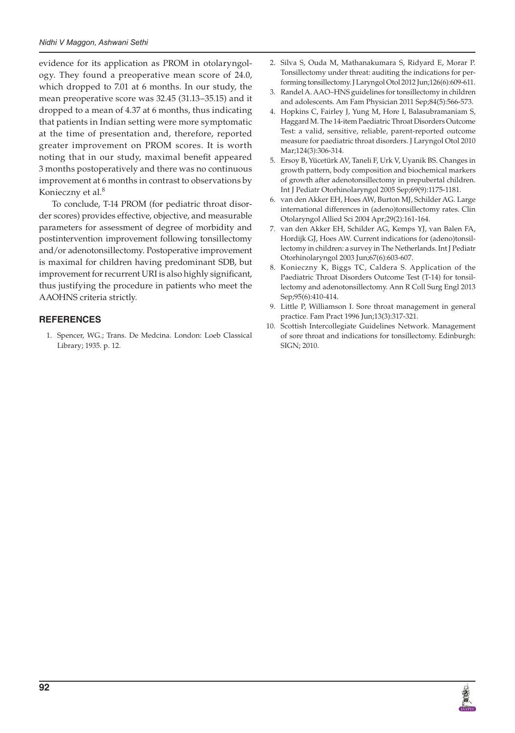evidence for its application as PROM in otolaryngology. They found a preoperative mean score of 24.0, which dropped to 7.01 at 6 months. In our study, the mean preoperative score was 32.45 (31.13–35.15) and it dropped to a mean of 4.37 at 6 months, thus indicating that patients in Indian setting were more symptomatic at the time of presentation and, therefore, reported greater improvement on PROM scores. It is worth noting that in our study, maximal benefit appeared 3 months postoperatively and there was no continuous improvement at 6 months in contrast to observations by Konieczny et al.[8]

To conclude, T-14 PROM (for pediatric throat disorder scores) provides effective, objective, and measurable parameters for assessment of degree of morbidity and postintervention improvement following tonsillectomy and/or adenotonsillectomy. Postoperative improvement is maximal for children having predominant SDB, but improvement for recurrent URI is also highly significant, thus justifying the procedure in patients who meet the AAOHNS criteria strictly.

## REFERENCES

1. Spencer, WG.; Trans. De Medcina. London: Loeb Classical Library; 1935. p. 12.
2. Silva S, Ouda M, Mathanakumara S, Ridyard E, Morar P. Tonsillectomy under threat: auditing the indications for performing tonsillectomy. J Laryngol Otol 2012 Jun;126(6):609-611.
3. Randel A. AAO–HNS guidelines for tonsillectomy in children and adolescents. Am Fam Physician 2011 Sep;84(5):566-573.
4. Hopkins C, Fairley J, Yung M, Hore I, Balasubramaniam S, Haggard M. The 14-item Paediatric Throat Disorders Outcome Test: a valid, sensitive, reliable, parent-reported outcome measure for paediatric throat disorders. J Laryngol Otol 2010 Mar;124(3):306-314.
5. Ersoy B, Yücetürk AV, Taneli F, Urk V, Uyanik BS. Changes in growth pattern, body composition and biochemical markers of growth after adenotonsillectomy in prepubertal children. Int J Pediatr Otorhinolaryngol 2005 Sep;69(9):1175-1181.
6. van den Akker EH, Hoes AW, Burton MJ, Schilder AG. Large international differences in (adeno)tonsillectomy rates. Clin Otolaryngol Allied Sci 2004 Apr;29(2):161-164.
7. van den Akker EH, Schilder AG, Kemps YJ, van Balen FA, Hordijk GJ, Hoes AW. Current indications for (adeno)tonsillectomy in children: a survey in The Netherlands. Int J Pediatr Otorhinolaryngol 2003 Jun;67(6):603-607.
8. Konieczny K, Biggs TC, Caldera S. Application of the Paediatric Throat Disorders Outcome Test (T-14) for tonsillectomy and adenotonsillectomy. Ann R Coll Surg Engl 2013 Sep;95(6):410-414.
9. Little P, Williamson I. Sore throat management in general practice. Fam Pract 1996 Jun;13(3):317-321.
10. Scottish Intercollegiate Guidelines Network. Management of sore throat and indications for tonsillectomy. Edinburgh: SIGN; 2010.